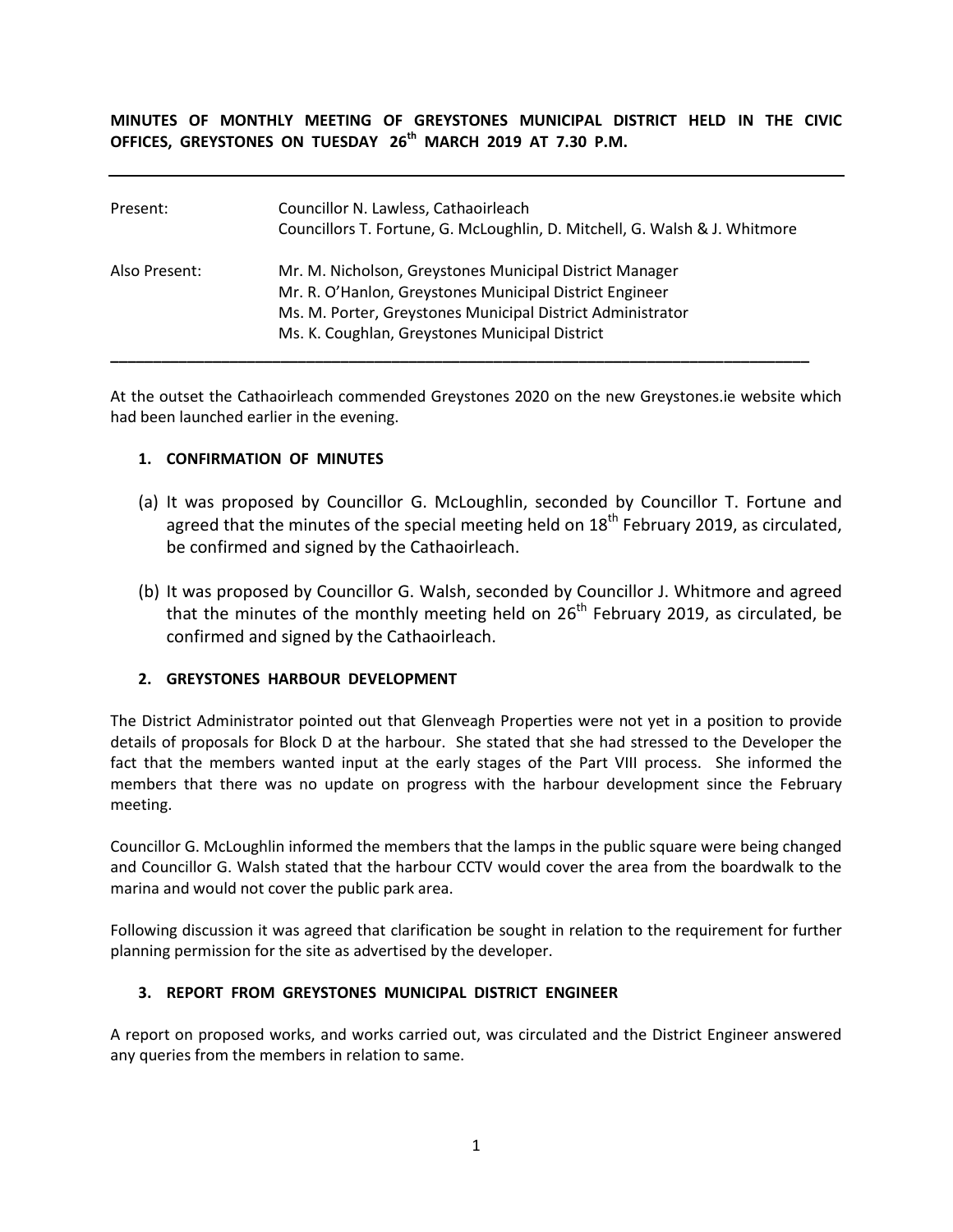**MINUTES OF MONTHLY MEETING OF GREYSTONES MUNICIPAL DISTRICT HELD IN THE CIVIC OFFICES, GREYSTONES ON TUESDAY 26th MARCH 2019 AT 7.30 P.M.**

---

| | |
|---|---|
| Present: | Councillor N. Lawless, Cathaoirleach<br>Councillors T. Fortune, G. McLoughlin, D. Mitchell, G. Walsh & J. Whitmore |
| Also Present: | Mr. M. Nicholson, Greystones Municipal District Manager<br>Mr. R. O'Hanlon, Greystones Municipal District Engineer<br>Ms. M. Porter, Greystones Municipal District Administrator<br>Ms. K. Coughlan, Greystones Municipal District |

---

At the outset the Cathaoirleach commended Greystones 2020 on the new Greystones.ie website which had been launched earlier in the evening.

### 1. CONFIRMATION OF MINUTES

(a) It was proposed by Councillor G. McLoughlin, seconded by Councillor T. Fortune and agreed that the minutes of the special meeting held on 18th February 2019, as circulated, be confirmed and signed by the Cathaoirleach.

(b) It was proposed by Councillor G. Walsh, seconded by Councillor J. Whitmore and agreed that the minutes of the monthly meeting held on 26th February 2019, as circulated, be confirmed and signed by the Cathaoirleach.

### 2. GREYSTONES HARBOUR DEVELOPMENT

The District Administrator pointed out that Glenveagh Properties were not yet in a position to provide details of proposals for Block D at the harbour. She stated that she had stressed to the Developer the fact that the members wanted input at the early stages of the Part VIII process. She informed the members that there was no update on progress with the harbour development since the February meeting.

Councillor G. McLoughlin informed the members that the lamps in the public square were being changed and Councillor G. Walsh stated that the harbour CCTV would cover the area from the boardwalk to the marina and would not cover the public park area.

Following discussion it was agreed that clarification be sought in relation to the requirement for further planning permission for the site as advertised by the developer.

### 3. REPORT FROM GREYSTONES MUNICIPAL DISTRICT ENGINEER

A report on proposed works, and works carried out, was circulated and the District Engineer answered any queries from the members in relation to same.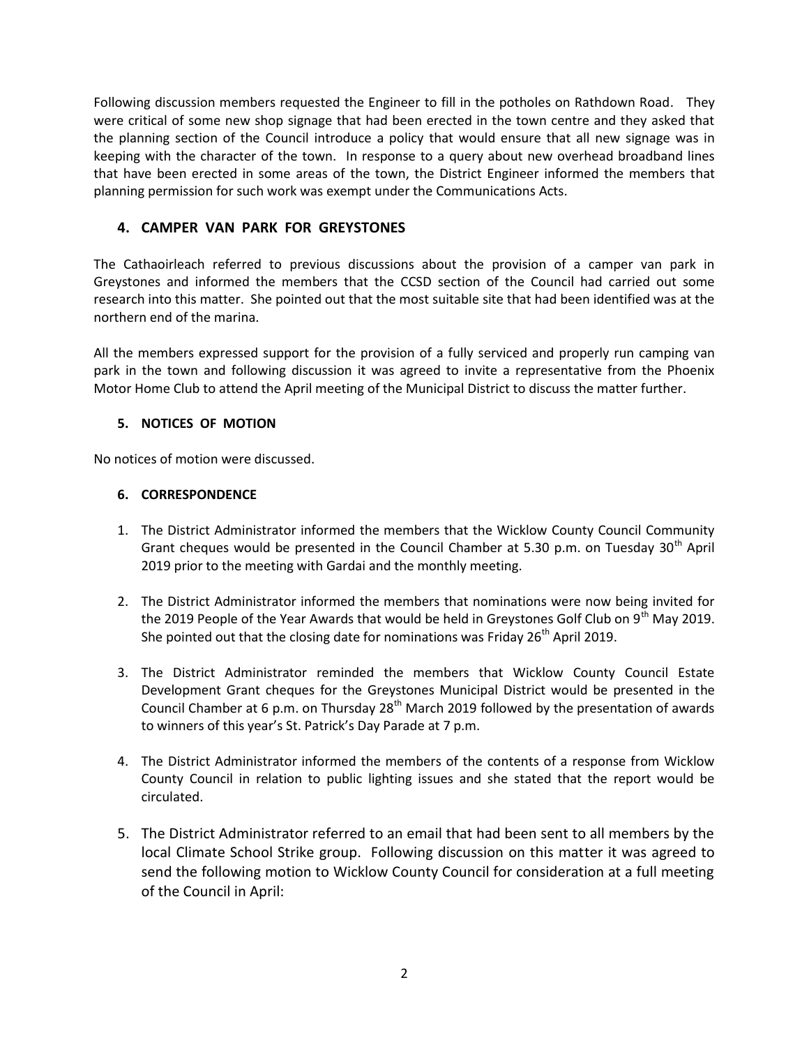Following discussion members requested the Engineer to fill in the potholes on Rathdown Road. They were critical of some new shop signage that had been erected in the town centre and they asked that the planning section of the Council introduce a policy that would ensure that all new signage was in keeping with the character of the town. In response to a query about new overhead broadband lines that have been erected in some areas of the town, the District Engineer informed the members that planning permission for such work was exempt under the Communications Acts.

## 4. CAMPER VAN PARK FOR GREYSTONES

The Cathaoirleach referred to previous discussions about the provision of a camper van park in Greystones and informed the members that the CCSD section of the Council had carried out some research into this matter. She pointed out that the most suitable site that had been identified was at the northern end of the marina.

All the members expressed support for the provision of a fully serviced and properly run camping van park in the town and following discussion it was agreed to invite a representative from the Phoenix Motor Home Club to attend the April meeting of the Municipal District to discuss the matter further.

## 5. NOTICES OF MOTION

No notices of motion were discussed.

## 6. CORRESPONDENCE

1. The District Administrator informed the members that the Wicklow County Council Community Grant cheques would be presented in the Council Chamber at 5.30 p.m. on Tuesday 30th April 2019 prior to the meeting with Gardai and the monthly meeting.

2. The District Administrator informed the members that nominations were now being invited for the 2019 People of the Year Awards that would be held in Greystones Golf Club on 9th May 2019. She pointed out that the closing date for nominations was Friday 26th April 2019.

3. The District Administrator reminded the members that Wicklow County Council Estate Development Grant cheques for the Greystones Municipal District would be presented in the Council Chamber at 6 p.m. on Thursday 28th March 2019 followed by the presentation of awards to winners of this year's St. Patrick's Day Parade at 7 p.m.

4. The District Administrator informed the members of the contents of a response from Wicklow County Council in relation to public lighting issues and she stated that the report would be circulated.

5. The District Administrator referred to an email that had been sent to all members by the local Climate School Strike group. Following discussion on this matter it was agreed to send the following motion to Wicklow County Council for consideration at a full meeting of the Council in April: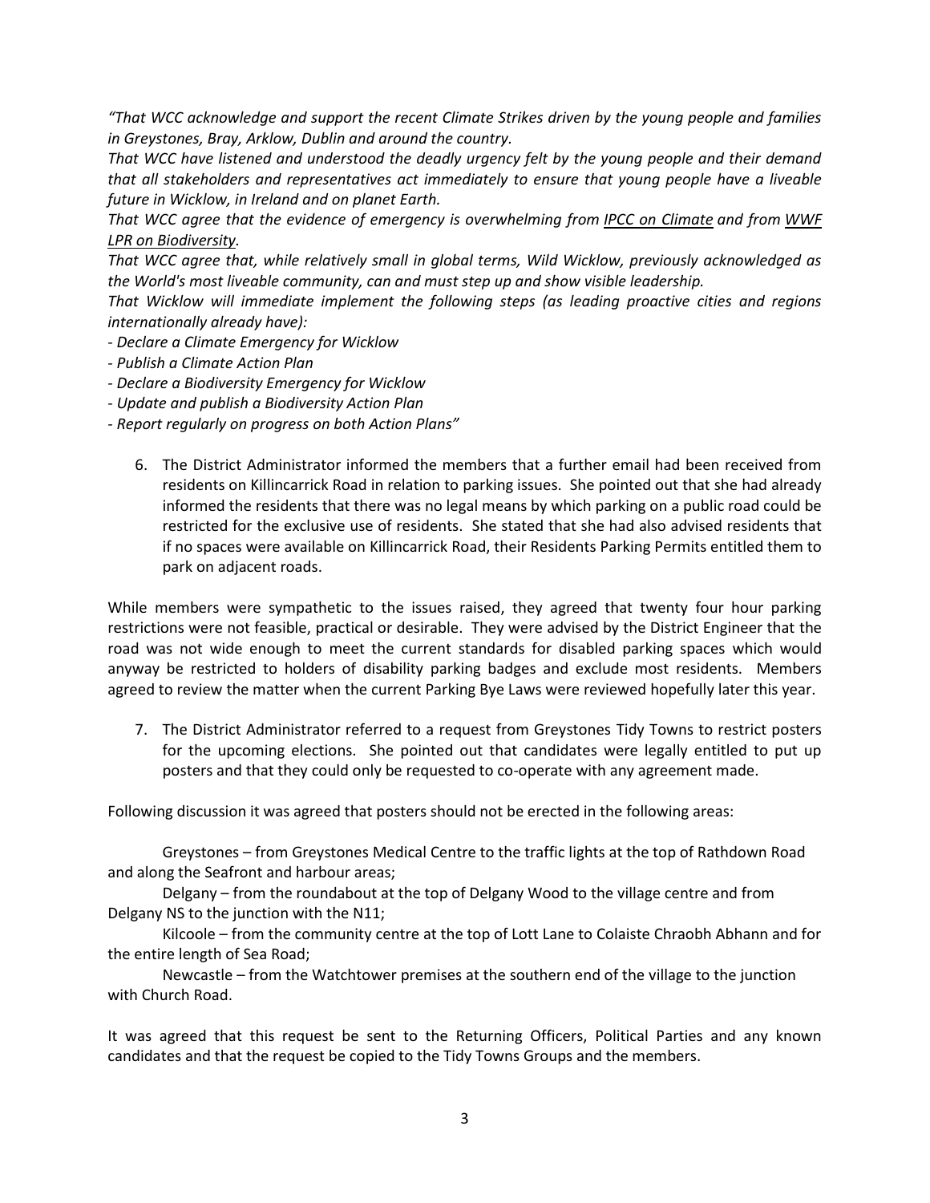*"That WCC acknowledge and support the recent Climate Strikes driven by the young people and families in Greystones, Bray, Arklow, Dublin and around the country.*
*That WCC have listened and understood the deadly urgency felt by the young people and their demand that all stakeholders and representatives act immediately to ensure that young people have a liveable future in Wicklow, in Ireland and on planet Earth.*
*That WCC agree that the evidence of emergency is overwhelming from IPCC on Climate and from WWF LPR on Biodiversity.*
*That WCC agree that, while relatively small in global terms, Wild Wicklow, previously acknowledged as the World's most liveable community, can and must step up and show visible leadership.*
*That Wicklow will immediate implement the following steps (as leading proactive cities and regions internationally already have):*
*- Declare a Climate Emergency for Wicklow*
*- Publish a Climate Action Plan*
*- Declare a Biodiversity Emergency for Wicklow*
*- Update and publish a Biodiversity Action Plan*
*- Report regularly on progress on both Action Plans"*

6. The District Administrator informed the members that a further email had been received from residents on Killincarrick Road in relation to parking issues. She pointed out that she had already informed the residents that there was no legal means by which parking on a public road could be restricted for the exclusive use of residents. She stated that she had also advised residents that if no spaces were available on Killincarrick Road, their Residents Parking Permits entitled them to park on adjacent roads.

While members were sympathetic to the issues raised, they agreed that twenty four hour parking restrictions were not feasible, practical or desirable. They were advised by the District Engineer that the road was not wide enough to meet the current standards for disabled parking spaces which would anyway be restricted to holders of disability parking badges and exclude most residents. Members agreed to review the matter when the current Parking Bye Laws were reviewed hopefully later this year.

7. The District Administrator referred to a request from Greystones Tidy Towns to restrict posters for the upcoming elections. She pointed out that candidates were legally entitled to put up posters and that they could only be requested to co-operate with any agreement made.

Following discussion it was agreed that posters should not be erected in the following areas:

Greystones – from Greystones Medical Centre to the traffic lights at the top of Rathdown Road and along the Seafront and harbour areas;

Delgany – from the roundabout at the top of Delgany Wood to the village centre and from Delgany NS to the junction with the N11;

Kilcoole – from the community centre at the top of Lott Lane to Colaiste Chraobh Abhann and for the entire length of Sea Road;

Newcastle – from the Watchtower premises at the southern end of the village to the junction with Church Road.

It was agreed that this request be sent to the Returning Officers, Political Parties and any known candidates and that the request be copied to the Tidy Towns Groups and the members.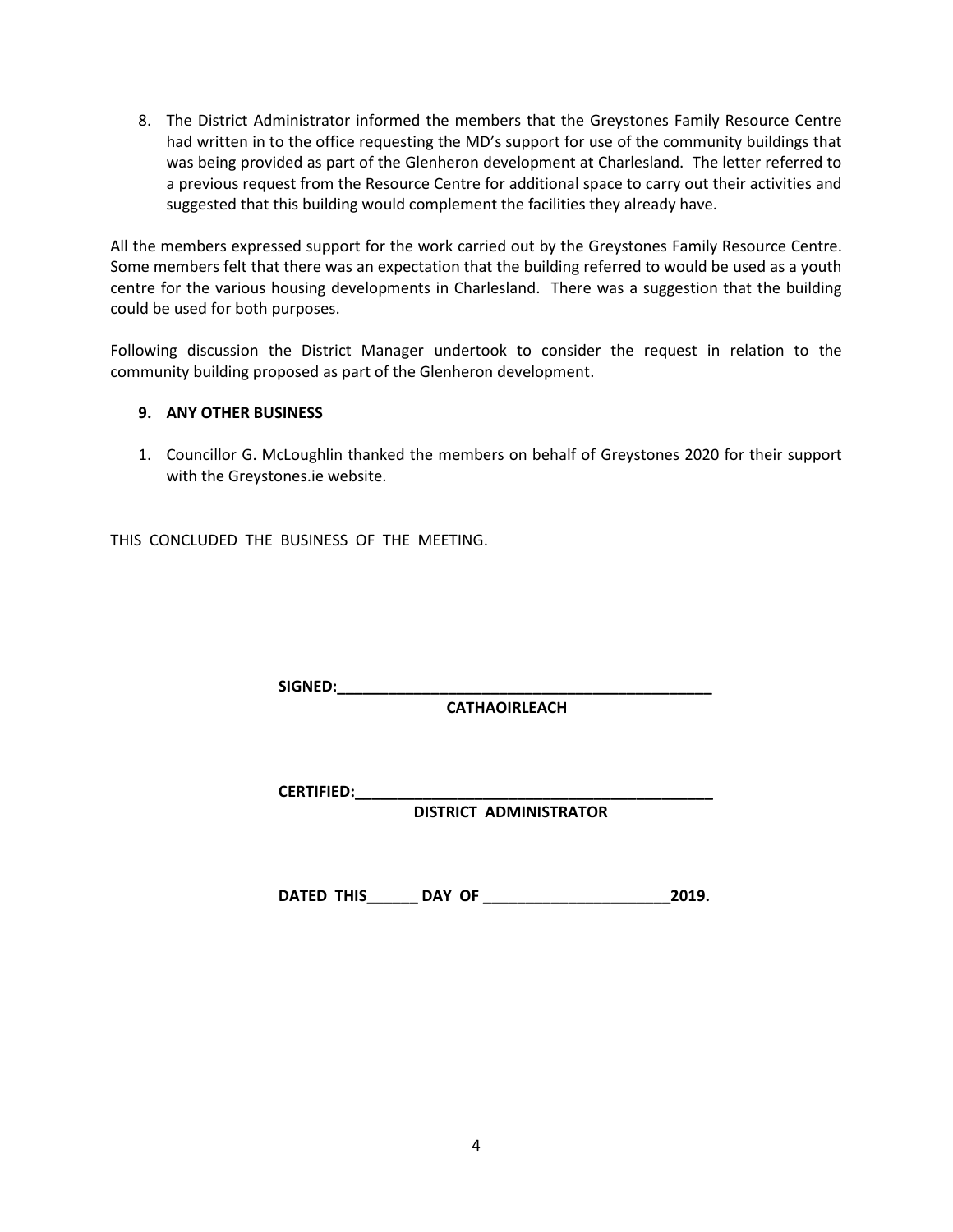8. The District Administrator informed the members that the Greystones Family Resource Centre had written in to the office requesting the MD's support for use of the community buildings that was being provided as part of the Glenheron development at Charlesland. The letter referred to a previous request from the Resource Centre for additional space to carry out their activities and suggested that this building would complement the facilities they already have.

All the members expressed support for the work carried out by the Greystones Family Resource Centre. Some members felt that there was an expectation that the building referred to would be used as a youth centre for the various housing developments in Charlesland. There was a suggestion that the building could be used for both purposes.

Following discussion the District Manager undertook to consider the request in relation to the community building proposed as part of the Glenheron development.

**9. ANY OTHER BUSINESS**

1. Councillor G. McLoughlin thanked the members on behalf of Greystones 2020 for their support with the Greystones.ie website.

THIS CONCLUDED THE BUSINESS OF THE MEETING.

**SIGNED:______________________________________________**
**CATHAOIRLEACH**

**CERTIFIED:____________________________________________**
**DISTRICT ADMINISTRATOR**

**DATED THIS______ DAY OF ______________________2019.**